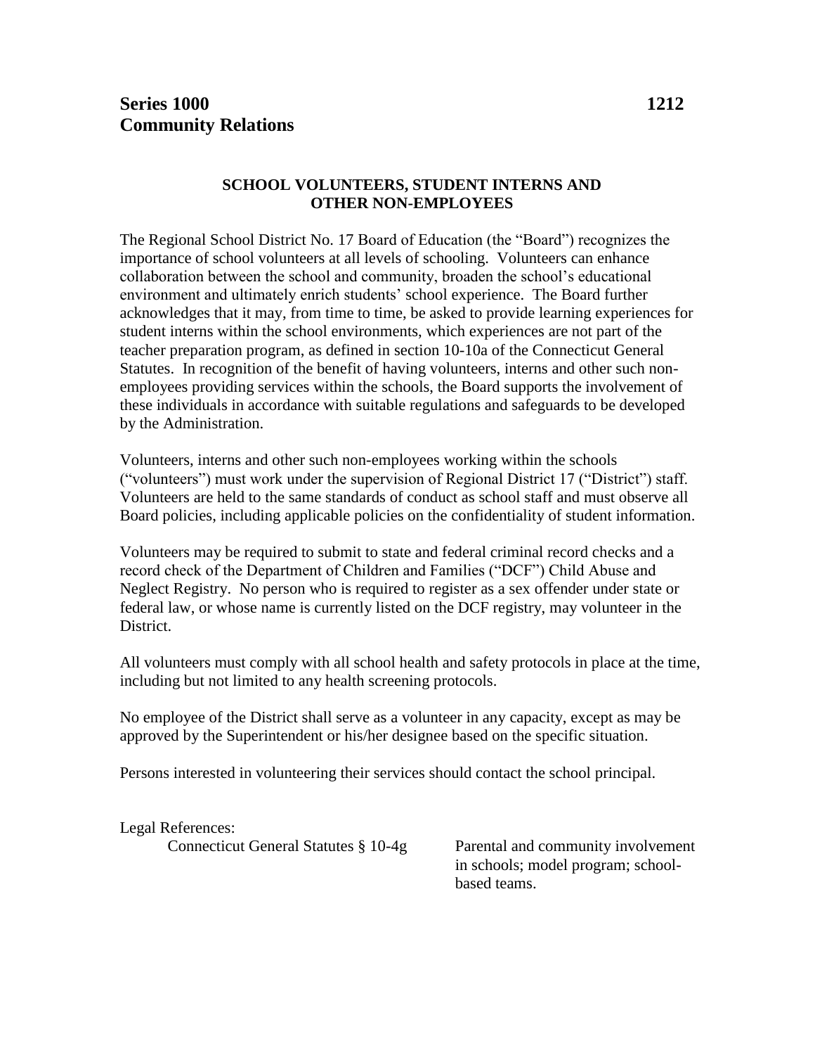**Series 1000** **1212**
**Community Relations**

## SCHOOL VOLUNTEERS, STUDENT INTERNS AND OTHER NON-EMPLOYEES

The Regional School District No. 17 Board of Education (the "Board") recognizes the importance of school volunteers at all levels of schooling. Volunteers can enhance collaboration between the school and community, broaden the school's educational environment and ultimately enrich students' school experience. The Board further acknowledges that it may, from time to time, be asked to provide learning experiences for student interns within the school environments, which experiences are not part of the teacher preparation program, as defined in section 10-10a of the Connecticut General Statutes. In recognition of the benefit of having volunteers, interns and other such non-employees providing services within the schools, the Board supports the involvement of these individuals in accordance with suitable regulations and safeguards to be developed by the Administration.

Volunteers, interns and other such non-employees working within the schools ("volunteers") must work under the supervision of Regional District 17 ("District") staff. Volunteers are held to the same standards of conduct as school staff and must observe all Board policies, including applicable policies on the confidentiality of student information.

Volunteers may be required to submit to state and federal criminal record checks and a record check of the Department of Children and Families ("DCF") Child Abuse and Neglect Registry. No person who is required to register as a sex offender under state or federal law, or whose name is currently listed on the DCF registry, may volunteer in the District.

All volunteers must comply with all school health and safety protocols in place at the time, including but not limited to any health screening protocols.

No employee of the District shall serve as a volunteer in any capacity, except as may be approved by the Superintendent or his/her designee based on the specific situation.

Persons interested in volunteering their services should contact the school principal.

Legal References:

| | |
|---|---|
| Connecticut General Statutes § 10-4g | Parental and community involvement in schools; model program; school-based teams. |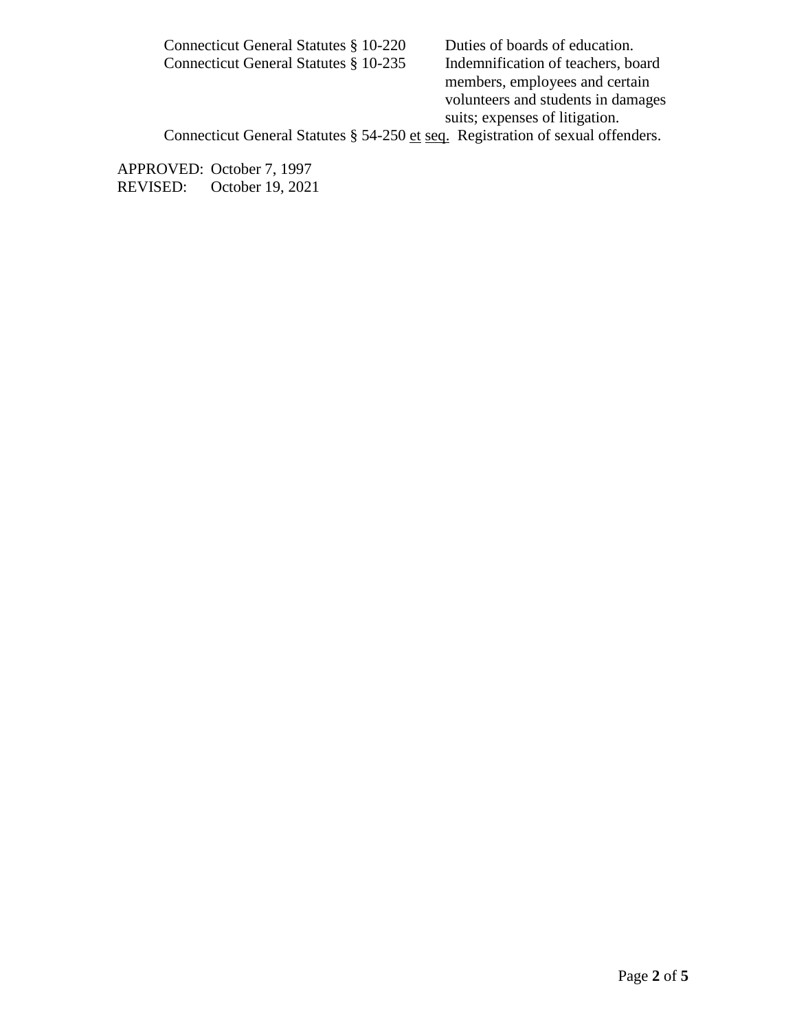Connecticut General Statutes § 10-220 Duties of boards of education.

Connecticut General Statutes § 10-235 Indemnification of teachers, board members, employees and certain volunteers and students in damages suits; expenses of litigation.

Connecticut General Statutes § 54-250 et seq. Registration of sexual offenders.

APPROVED: October 7, 1997
REVISED: October 19, 2021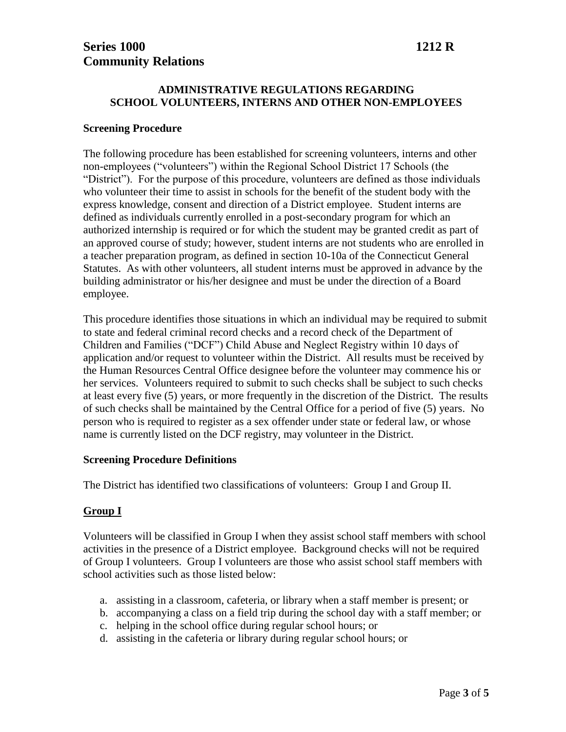# Series 1000 — Community Relations — 1212 R

## ADMINISTRATIVE REGULATIONS REGARDING SCHOOL VOLUNTEERS, INTERNS AND OTHER NON-EMPLOYEES

### Screening Procedure

The following procedure has been established for screening volunteers, interns and other non-employees ("volunteers") within the Regional School District 17 Schools (the "District"). For the purpose of this procedure, volunteers are defined as those individuals who volunteer their time to assist in schools for the benefit of the student body with the express knowledge, consent and direction of a District employee. Student interns are defined as individuals currently enrolled in a post-secondary program for which an authorized internship is required or for which the student may be granted credit as part of an approved course of study; however, student interns are not students who are enrolled in a teacher preparation program, as defined in section 10-10a of the Connecticut General Statutes. As with other volunteers, all student interns must be approved in advance by the building administrator or his/her designee and must be under the direction of a Board employee.

This procedure identifies those situations in which an individual may be required to submit to state and federal criminal record checks and a record check of the Department of Children and Families ("DCF") Child Abuse and Neglect Registry within 10 days of application and/or request to volunteer within the District. All results must be received by the Human Resources Central Office designee before the volunteer may commence his or her services. Volunteers required to submit to such checks shall be subject to such checks at least every five (5) years, or more frequently in the discretion of the District. The results of such checks shall be maintained by the Central Office for a period of five (5) years. No person who is required to register as a sex offender under state or federal law, or whose name is currently listed on the DCF registry, may volunteer in the District.

### Screening Procedure Definitions

The District has identified two classifications of volunteers: Group I and Group II.

### Group I

Volunteers will be classified in Group I when they assist school staff members with school activities in the presence of a District employee. Background checks will not be required of Group I volunteers. Group I volunteers are those who assist school staff members with school activities such as those listed below:

a. assisting in a classroom, cafeteria, or library when a staff member is present; or
b. accompanying a class on a field trip during the school day with a staff member; or
c. helping in the school office during regular school hours; or
d. assisting in the cafeteria or library during regular school hours; or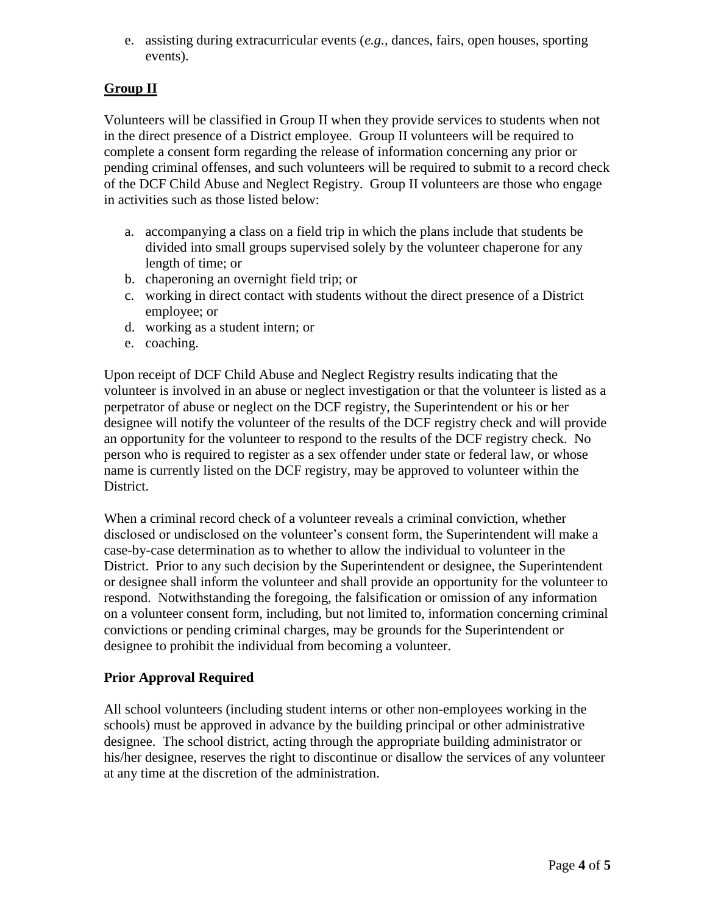e. assisting during extracurricular events (*e.g.,* dances, fairs, open houses, sporting events).

## Group II

Volunteers will be classified in Group II when they provide services to students when not in the direct presence of a District employee. Group II volunteers will be required to complete a consent form regarding the release of information concerning any prior or pending criminal offenses, and such volunteers will be required to submit to a record check of the DCF Child Abuse and Neglect Registry. Group II volunteers are those who engage in activities such as those listed below:

a. accompanying a class on a field trip in which the plans include that students be divided into small groups supervised solely by the volunteer chaperone for any length of time; or
b. chaperoning an overnight field trip; or
c. working in direct contact with students without the direct presence of a District employee; or
d. working as a student intern; or
e. coaching.

Upon receipt of DCF Child Abuse and Neglect Registry results indicating that the volunteer is involved in an abuse or neglect investigation or that the volunteer is listed as a perpetrator of abuse or neglect on the DCF registry, the Superintendent or his or her designee will notify the volunteer of the results of the DCF registry check and will provide an opportunity for the volunteer to respond to the results of the DCF registry check. No person who is required to register as a sex offender under state or federal law, or whose name is currently listed on the DCF registry, may be approved to volunteer within the District.

When a criminal record check of a volunteer reveals a criminal conviction, whether disclosed or undisclosed on the volunteer's consent form, the Superintendent will make a case-by-case determination as to whether to allow the individual to volunteer in the District. Prior to any such decision by the Superintendent or designee, the Superintendent or designee shall inform the volunteer and shall provide an opportunity for the volunteer to respond. Notwithstanding the foregoing, the falsification or omission of any information on a volunteer consent form, including, but not limited to, information concerning criminal convictions or pending criminal charges, may be grounds for the Superintendent or designee to prohibit the individual from becoming a volunteer.

## Prior Approval Required

All school volunteers (including student interns or other non-employees working in the schools) must be approved in advance by the building principal or other administrative designee. The school district, acting through the appropriate building administrator or his/her designee, reserves the right to discontinue or disallow the services of any volunteer at any time at the discretion of the administration.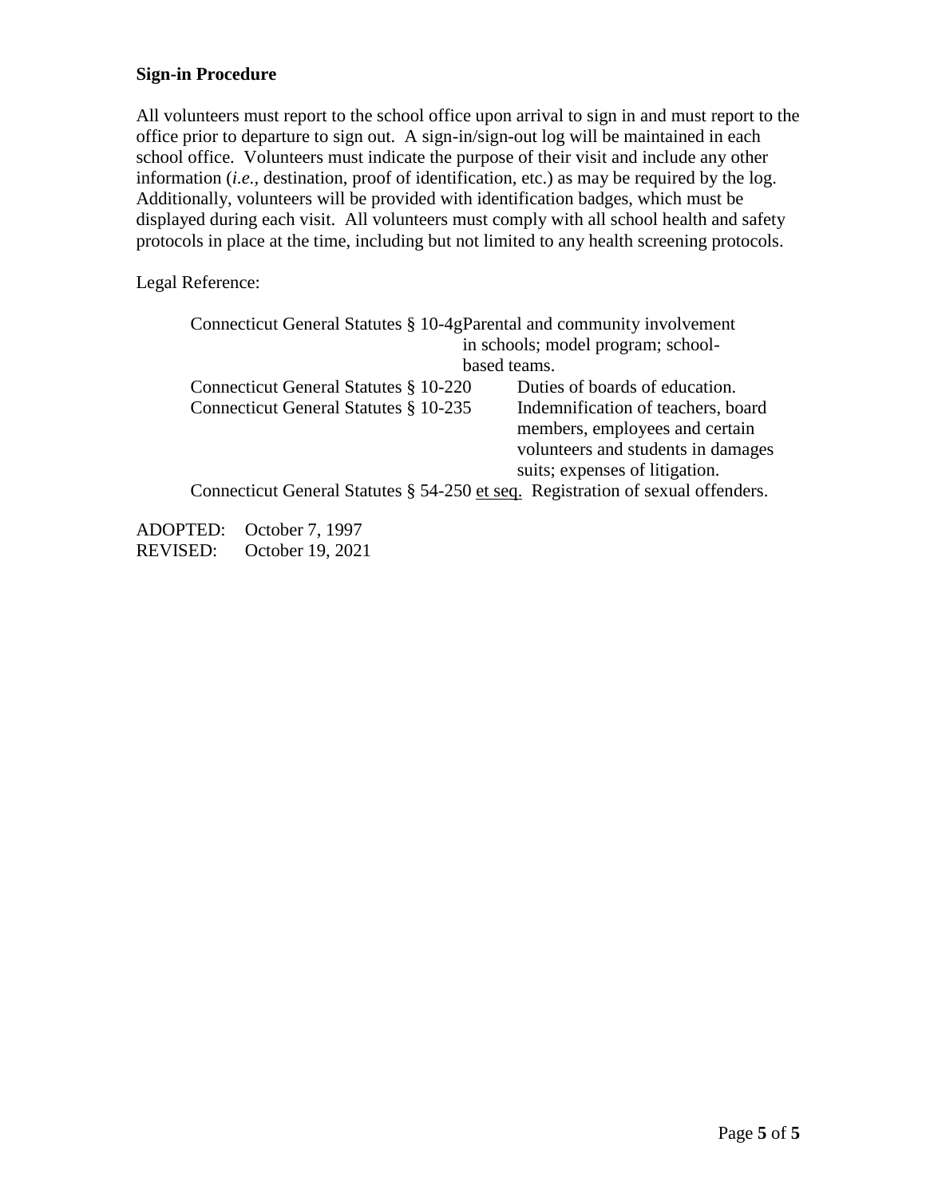**Sign-in Procedure**

All volunteers must report to the school office upon arrival to sign in and must report to the office prior to departure to sign out. A sign-in/sign-out log will be maintained in each school office. Volunteers must indicate the purpose of their visit and include any other information (*i.e.*, destination, proof of identification, etc.) as may be required by the log. Additionally, volunteers will be provided with identification badges, which must be displayed during each visit. All volunteers must comply with all school health and safety protocols in place at the time, including but not limited to any health screening protocols.

Legal Reference:

| | |
|---|---|
| Connecticut General Statutes § 10-4g | Parental and community involvement in schools; model program; school-based teams. |
| Connecticut General Statutes § 10-220 | Duties of boards of education. |
| Connecticut General Statutes § 10-235 | Indemnification of teachers, board members, employees and certain volunteers and students in damages suits; expenses of litigation. |
| Connecticut General Statutes § 54-250 et seq. | Registration of sexual offenders. |

ADOPTED: October 7, 1997
REVISED: October 19, 2021